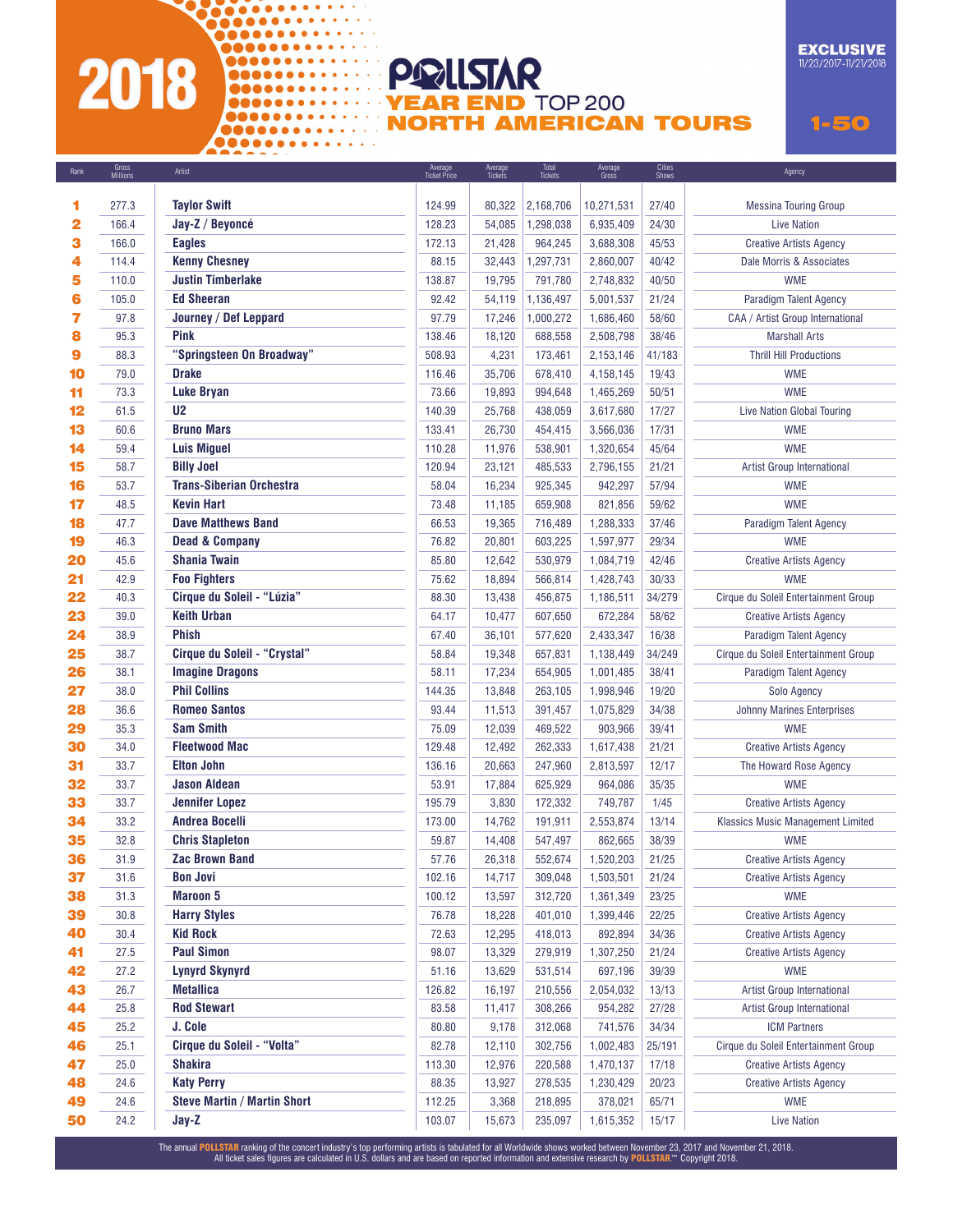# 2018 POLLSTAR YEAR END TOP 200 NORTH AMERICAN TOURS

**EXCLUSIVE** 11/23/2017-11/21/2018

**1-50**

| Rank | Gross Millions | Artist | Average Ticket Price | Average Tickets | Total Tickets | Average Gross | Cities Shows | Agency |
|---|---|---|---|---|---|---|---|---|
| 1 | 277.3 | Taylor Swift | 124.99 | 80,322 | 2,168,706 | 10,271,531 | 27/40 | Messina Touring Group |
| 2 | 166.4 | Jay-Z / Beyoncé | 128.23 | 54,085 | 1,298,038 | 6,935,409 | 24/30 | Live Nation |
| 3 | 166.0 | Eagles | 172.13 | 21,428 | 964,245 | 3,688,308 | 45/53 | Creative Artists Agency |
| 4 | 114.4 | Kenny Chesney | 88.15 | 32,443 | 1,297,731 | 2,860,007 | 40/42 | Dale Morris & Associates |
| 5 | 110.0 | Justin Timberlake | 138.87 | 19,795 | 791,780 | 2,748,832 | 40/50 | WME |
| 6 | 105.0 | Ed Sheeran | 92.42 | 54,119 | 1,136,497 | 5,001,537 | 21/24 | Paradigm Talent Agency |
| 7 | 97.8 | Journey / Def Leppard | 97.79 | 17,246 | 1,000,272 | 1,686,460 | 58/60 | CAA / Artist Group International |
| 8 | 95.3 | Pink | 138.46 | 18,120 | 688,558 | 2,508,798 | 38/46 | Marshall Arts |
| 9 | 88.3 | "Springsteen On Broadway" | 508.93 | 4,231 | 173,461 | 2,153,146 | 41/183 | Thrill Hill Productions |
| 10 | 79.0 | Drake | 116.46 | 35,706 | 678,410 | 4,158,145 | 19/43 | WME |
| 11 | 73.3 | Luke Bryan | 73.66 | 19,893 | 994,648 | 1,465,269 | 50/51 | WME |
| 12 | 61.5 | U2 | 140.39 | 25,768 | 438,059 | 3,617,680 | 17/27 | Live Nation Global Touring |
| 13 | 60.6 | Bruno Mars | 133.41 | 26,730 | 454,415 | 3,566,036 | 17/31 | WME |
| 14 | 59.4 | Luis Miguel | 110.28 | 11,976 | 538,901 | 1,320,654 | 45/64 | WME |
| 15 | 58.7 | Billy Joel | 120.94 | 23,121 | 485,533 | 2,796,155 | 21/21 | Artist Group International |
| 16 | 53.7 | Trans-Siberian Orchestra | 58.04 | 16,234 | 925,345 | 942,297 | 57/94 | WME |
| 17 | 48.5 | Kevin Hart | 73.48 | 11,185 | 659,908 | 821,856 | 59/62 | WME |
| 18 | 47.7 | Dave Matthews Band | 66.53 | 19,365 | 716,489 | 1,288,333 | 37/46 | Paradigm Talent Agency |
| 19 | 46.3 | Dead & Company | 76.82 | 20,801 | 603,225 | 1,597,977 | 29/34 | WME |
| 20 | 45.6 | Shania Twain | 85.80 | 12,642 | 530,979 | 1,084,719 | 42/46 | Creative Artists Agency |
| 21 | 42.9 | Foo Fighters | 75.62 | 18,894 | 566,814 | 1,428,743 | 30/33 | WME |
| 22 | 40.3 | Cirque du Soleil - "Lúzia" | 88.30 | 13,438 | 456,875 | 1,186,511 | 34/279 | Cirque du Soleil Entertainment Group |
| 23 | 39.0 | Keith Urban | 64.17 | 10,477 | 607,650 | 672,284 | 58/62 | Creative Artists Agency |
| 24 | 38.9 | Phish | 67.40 | 36,101 | 577,620 | 2,433,347 | 16/38 | Paradigm Talent Agency |
| 25 | 38.7 | Cirque du Soleil - "Crystal" | 58.84 | 19,348 | 657,831 | 1,138,449 | 34/249 | Cirque du Soleil Entertainment Group |
| 26 | 38.1 | Imagine Dragons | 58.11 | 17,234 | 654,905 | 1,001,485 | 38/41 | Paradigm Talent Agency |
| 27 | 38.0 | Phil Collins | 144.35 | 13,848 | 263,105 | 1,998,946 | 19/20 | Solo Agency |
| 28 | 36.6 | Romeo Santos | 93.44 | 11,513 | 391,457 | 1,075,829 | 34/38 | Johnny Marines Enterprises |
| 29 | 35.3 | Sam Smith | 75.09 | 12,039 | 469,522 | 903,966 | 39/41 | WME |
| 30 | 34.0 | Fleetwood Mac | 129.48 | 12,492 | 262,333 | 1,617,438 | 21/21 | Creative Artists Agency |
| 31 | 33.7 | Elton John | 136.16 | 20,663 | 247,960 | 2,813,597 | 12/17 | The Howard Rose Agency |
| 32 | 33.7 | Jason Aldean | 53.91 | 17,884 | 625,929 | 964,086 | 35/35 | WME |
| 33 | 33.7 | Jennifer Lopez | 195.79 | 3,830 | 172,332 | 749,787 | 1/45 | Creative Artists Agency |
| 34 | 33.2 | Andrea Bocelli | 173.00 | 14,762 | 191,911 | 2,553,874 | 13/14 | Klassics Music Management Limited |
| 35 | 32.8 | Chris Stapleton | 59.87 | 14,408 | 547,497 | 862,665 | 38/39 | WME |
| 36 | 31.9 | Zac Brown Band | 57.76 | 26,318 | 552,674 | 1,520,203 | 21/25 | Creative Artists Agency |
| 37 | 31.6 | Bon Jovi | 102.16 | 14,717 | 309,048 | 1,503,501 | 21/24 | Creative Artists Agency |
| 38 | 31.3 | Maroon 5 | 100.12 | 13,597 | 312,720 | 1,361,349 | 23/25 | WME |
| 39 | 30.8 | Harry Styles | 76.78 | 18,228 | 401,010 | 1,399,446 | 22/25 | Creative Artists Agency |
| 40 | 30.4 | Kid Rock | 72.63 | 12,295 | 418,013 | 892,894 | 34/36 | Creative Artists Agency |
| 41 | 27.5 | Paul Simon | 98.07 | 13,329 | 279,919 | 1,307,250 | 21/24 | Creative Artists Agency |
| 42 | 27.2 | Lynyrd Skynyrd | 51.16 | 13,629 | 531,514 | 697,196 | 39/39 | WME |
| 43 | 26.7 | Metallica | 126.82 | 16,197 | 210,556 | 2,054,032 | 13/13 | Artist Group International |
| 44 | 25.8 | Rod Stewart | 83.58 | 11,417 | 308,266 | 954,282 | 27/28 | Artist Group International |
| 45 | 25.2 | J. Cole | 80.80 | 9,178 | 312,068 | 741,576 | 34/34 | ICM Partners |
| 46 | 25.1 | Cirque du Soleil - "Volta" | 82.78 | 12,110 | 302,756 | 1,002,483 | 25/191 | Cirque du Soleil Entertainment Group |
| 47 | 25.0 | Shakira | 113.30 | 12,976 | 220,588 | 1,470,137 | 17/18 | Creative Artists Agency |
| 48 | 24.6 | Katy Perry | 88.35 | 13,927 | 278,535 | 1,230,429 | 20/23 | Creative Artists Agency |
| 49 | 24.6 | Steve Martin / Martin Short | 112.25 | 3,368 | 218,895 | 378,021 | 65/71 | WME |
| 50 | 24.2 | Jay-Z | 103.07 | 15,673 | 235,097 | 1,615,352 | 15/17 | Live Nation |

The annual POLLSTAR ranking of the concert industry's top performing artists is tabulated for all Worldwide shows worked between November 23, 2017 and November 21, 2018. All ticket sales figures are calculated in U.S. dollars and are based on reported information and extensive research by POLLSTAR.™ Copyright 2018.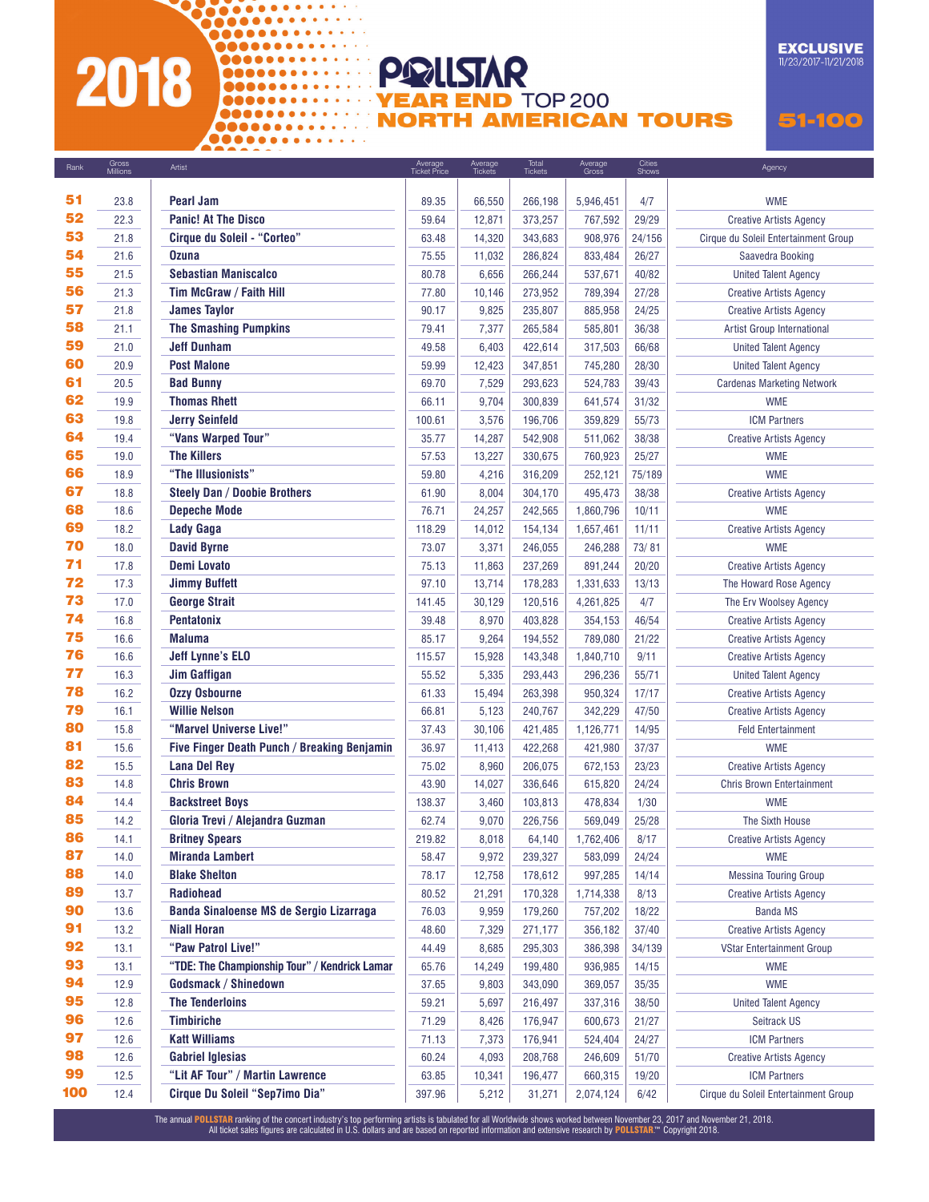# 2018 POLLSTAR YEAR END TOP 200 NORTH AMERICAN TOURS

**EXCLUSIVE** 11/23/2017-11/21/2018

**51-100**

| Rank | Gross Millions | Artist | Average Ticket Price | Average Tickets | Total Tickets | Average Gross | Cities Shows | Agency |
|---|---|---|---|---|---|---|---|---|
| 51 | 23.8 | Pearl Jam | 89.35 | 66,550 | 266,198 | 5,946,451 | 4/7 | WME |
| 52 | 22.3 | Panic! At The Disco | 59.64 | 12,871 | 373,257 | 767,592 | 29/29 | Creative Artists Agency |
| 53 | 21.8 | Cirque du Soleil - "Corteo" | 63.48 | 14,320 | 343,683 | 908,976 | 24/156 | Cirque du Soleil Entertainment Group |
| 54 | 21.6 | Ozuna | 75.55 | 11,032 | 286,824 | 833,484 | 26/27 | Saavedra Booking |
| 55 | 21.5 | Sebastian Maniscalco | 80.78 | 6,656 | 266,244 | 537,671 | 40/82 | United Talent Agency |
| 56 | 21.3 | Tim McGraw / Faith Hill | 77.80 | 10,146 | 273,952 | 789,394 | 27/28 | Creative Artists Agency |
| 57 | 21.8 | James Taylor | 90.17 | 9,825 | 235,807 | 885,958 | 24/25 | Creative Artists Agency |
| 58 | 21.1 | The Smashing Pumpkins | 79.41 | 7,377 | 265,584 | 585,801 | 36/38 | Artist Group International |
| 59 | 21.0 | Jeff Dunham | 49.58 | 6,403 | 422,614 | 317,503 | 66/68 | United Talent Agency |
| 60 | 20.9 | Post Malone | 59.99 | 12,423 | 347,851 | 745,280 | 28/30 | United Talent Agency |
| 61 | 20.5 | Bad Bunny | 69.70 | 7,529 | 293,623 | 524,783 | 39/43 | Cardenas Marketing Network |
| 62 | 19.9 | Thomas Rhett | 66.11 | 9,704 | 300,839 | 641,574 | 31/32 | WME |
| 63 | 19.8 | Jerry Seinfeld | 100.61 | 3,576 | 196,706 | 359,829 | 55/73 | ICM Partners |
| 64 | 19.4 | "Vans Warped Tour" | 35.77 | 14,287 | 542,908 | 511,062 | 38/38 | Creative Artists Agency |
| 65 | 19.0 | The Killers | 57.53 | 13,227 | 330,675 | 760,923 | 25/27 | WME |
| 66 | 18.9 | "The Illusionists" | 59.80 | 4,216 | 316,209 | 252,121 | 75/189 | WME |
| 67 | 18.8 | Steely Dan / Doobie Brothers | 61.90 | 8,004 | 304,170 | 495,473 | 38/38 | Creative Artists Agency |
| 68 | 18.6 | Depeche Mode | 76.71 | 24,257 | 242,565 | 1,860,796 | 10/11 | WME |
| 69 | 18.2 | Lady Gaga | 118.29 | 14,012 | 154,134 | 1,657,461 | 11/11 | Creative Artists Agency |
| 70 | 18.0 | David Byrne | 73.07 | 3,371 | 246,055 | 246,288 | 73/ 81 | WME |
| 71 | 17.8 | Demi Lovato | 75.13 | 11,863 | 237,269 | 891,244 | 20/20 | Creative Artists Agency |
| 72 | 17.3 | Jimmy Buffett | 97.10 | 13,714 | 178,283 | 1,331,633 | 13/13 | The Howard Rose Agency |
| 73 | 17.0 | George Strait | 141.45 | 30,129 | 120,516 | 4,261,825 | 4/7 | The Erv Woolsey Agency |
| 74 | 16.8 | Pentatonix | 39.48 | 8,970 | 403,828 | 354,153 | 46/54 | Creative Artists Agency |
| 75 | 16.6 | Maluma | 85.17 | 9,264 | 194,552 | 789,080 | 21/22 | Creative Artists Agency |
| 76 | 16.6 | Jeff Lynne's ELO | 115.57 | 15,928 | 143,348 | 1,840,710 | 9/11 | Creative Artists Agency |
| 77 | 16.3 | Jim Gaffigan | 55.52 | 5,335 | 293,443 | 296,236 | 55/71 | United Talent Agency |
| 78 | 16.2 | Ozzy Osbourne | 61.33 | 15,494 | 263,398 | 950,324 | 17/17 | Creative Artists Agency |
| 79 | 16.1 | Willie Nelson | 66.81 | 5,123 | 240,767 | 342,229 | 47/50 | Creative Artists Agency |
| 80 | 15.8 | "Marvel Universe Live!" | 37.43 | 30,106 | 421,485 | 1,126,771 | 14/95 | Feld Entertainment |
| 81 | 15.6 | Five Finger Death Punch / Breaking Benjamin | 36.97 | 11,413 | 422,268 | 421,980 | 37/37 | WME |
| 82 | 15.5 | Lana Del Rey | 75.02 | 8,960 | 206,075 | 672,153 | 23/23 | Creative Artists Agency |
| 83 | 14.8 | Chris Brown | 43.90 | 14,027 | 336,646 | 615,820 | 24/24 | Chris Brown Entertainment |
| 84 | 14.4 | Backstreet Boys | 138.37 | 3,460 | 103,813 | 478,834 | 1/30 | WME |
| 85 | 14.2 | Gloria Trevi / Alejandra Guzman | 62.74 | 9,070 | 226,756 | 569,049 | 25/28 | The Sixth House |
| 86 | 14.1 | Britney Spears | 219.82 | 8,018 | 64,140 | 1,762,406 | 8/17 | Creative Artists Agency |
| 87 | 14.0 | Miranda Lambert | 58.47 | 9,972 | 239,327 | 583,099 | 24/24 | WME |
| 88 | 14.0 | Blake Shelton | 78.17 | 12,758 | 178,612 | 997,285 | 14/14 | Messina Touring Group |
| 89 | 13.7 | Radiohead | 80.52 | 21,291 | 170,328 | 1,714,338 | 8/13 | Creative Artists Agency |
| 90 | 13.6 | Banda Sinaloense MS de Sergio Lizarraga | 76.03 | 9,959 | 179,260 | 757,202 | 18/22 | Banda MS |
| 91 | 13.2 | Niall Horan | 48.60 | 7,329 | 271,177 | 356,182 | 37/40 | Creative Artists Agency |
| 92 | 13.1 | "Paw Patrol Live!" | 44.49 | 8,685 | 295,303 | 386,398 | 34/139 | VStar Entertainment Group |
| 93 | 13.1 | "TDE: The Championship Tour" / Kendrick Lamar | 65.76 | 14,249 | 199,480 | 936,985 | 14/15 | WME |
| 94 | 12.9 | Godsmack / Shinedown | 37.65 | 9,803 | 343,090 | 369,057 | 35/35 | WME |
| 95 | 12.8 | The Tenderloins | 59.21 | 5,697 | 216,497 | 337,316 | 38/50 | United Talent Agency |
| 96 | 12.6 | Timbiriche | 71.29 | 8,426 | 176,947 | 600,673 | 21/27 | Seitrack US |
| 97 | 12.6 | Katt Williams | 71.13 | 7,373 | 176,941 | 524,404 | 24/27 | ICM Partners |
| 98 | 12.6 | Gabriel Iglesias | 60.24 | 4,093 | 208,768 | 246,609 | 51/70 | Creative Artists Agency |
| 99 | 12.5 | "Lit AF Tour" / Martin Lawrence | 63.85 | 10,341 | 196,477 | 660,315 | 19/20 | ICM Partners |
| 100 | 12.4 | Cirque Du Soleil "Sep7imo Dia" | 397.96 | 5,212 | 31,271 | 2,074,124 | 6/42 | Cirque du Soleil Entertainment Group |

The annual **POLLSTAR** ranking of the concert industry's top performing artists is tabulated for all Worldwide shows worked between November 23, 2017 and November 21, 2018. All ticket sales figures are calculated in U.S. dollars and are based on reported information and extensive research by **POLLSTAR**.™ Copyright 2018.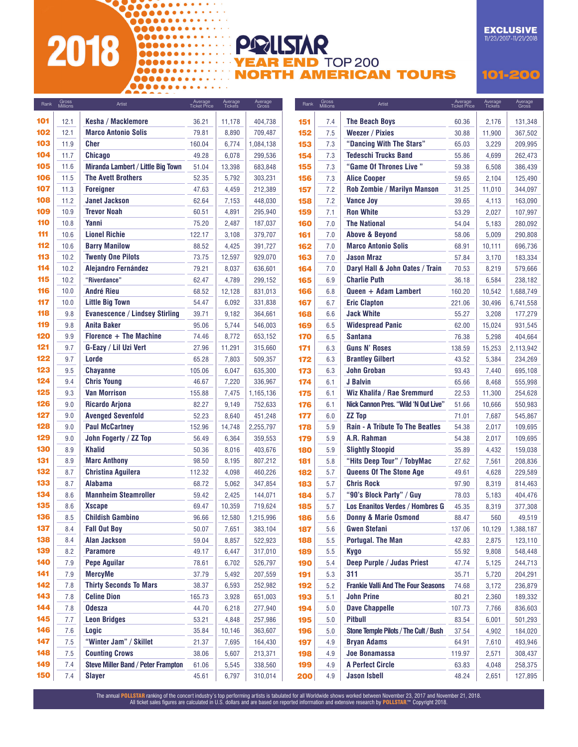# 2018 POLLSTAR YEAR END TOP 200 NORTH AMERICAN TOURS

**EXCLUSIVE** 11/23/2017-11/21/2018

**101-200**

| Rank | Gross Millions | Artist | Average Ticket Price | Average Tickets | Average Gross |
|---|---|---|---|---|---|
| 101 | 12.1 | Kesha / Macklemore | 36.21 | 11,178 | 404,738 |
| 102 | 12.1 | Marco Antonio Solis | 79.81 | 8,890 | 709,487 |
| 103 | 11.9 | Cher | 160.04 | 6,774 | 1,084,138 |
| 104 | 11.7 | Chicago | 49.28 | 6,078 | 299,536 |
| 105 | 11.6 | Miranda Lambert / Little Big Town | 51.04 | 13,398 | 683,848 |
| 106 | 11.5 | The Avett Brothers | 52.35 | 5,792 | 303,231 |
| 107 | 11.3 | Foreigner | 47.63 | 4,459 | 212,389 |
| 108 | 11.2 | Janet Jackson | 62.64 | 7,153 | 448,030 |
| 109 | 10.9 | Trevor Noah | 60.51 | 4,891 | 295,940 |
| 110 | 10.8 | Yanni | 75.20 | 2,487 | 187,037 |
| 111 | 10.6 | Lionel Richie | 122.17 | 3,108 | 379,707 |
| 112 | 10.6 | Barry Manilow | 88.52 | 4,425 | 391,727 |
| 113 | 10.2 | Twenty One Pilots | 73.75 | 12,597 | 929,070 |
| 114 | 10.2 | Alejandro Fernández | 79.21 | 8,037 | 636,601 |
| 115 | 10.2 | "Riverdance" | 62.47 | 4,789 | 299,152 |
| 116 | 10.0 | André Rieu | 68.52 | 12,128 | 831,013 |
| 117 | 10.0 | Little Big Town | 54.47 | 6,092 | 331,838 |
| 118 | 9.8 | Evanescence / Lindsey Stirling | 39.71 | 9,182 | 364,661 |
| 119 | 9.8 | Anita Baker | 95.06 | 5,744 | 546,003 |
| 120 | 9.9 | Florence + The Machine | 74.46 | 8,772 | 653,152 |
| 121 | 9.7 | G-Eazy / Lil Uzi Vert | 27.96 | 11,291 | 315,660 |
| 122 | 9.7 | Lorde | 65.28 | 7,803 | 509,357 |
| 123 | 9.5 | Chayanne | 105.06 | 6,047 | 635,300 |
| 124 | 9.4 | Chris Young | 46.67 | 7,220 | 336,967 |
| 125 | 9.3 | Van Morrison | 155.88 | 7,475 | 1,165,136 |
| 126 | 9.0 | Ricardo Arjona | 82.27 | 9,149 | 752,633 |
| 127 | 9.0 | Avenged Sevenfold | 52.23 | 8,640 | 451,248 |
| 128 | 9.0 | Paul McCartney | 152.96 | 14,748 | 2,255,797 |
| 129 | 9.0 | John Fogerty / ZZ Top | 56.49 | 6,364 | 359,553 |
| 130 | 8.9 | Khalid | 50.36 | 8,016 | 403,676 |
| 131 | 8.9 | Marc Anthony | 98.50 | 8,195 | 807,212 |
| 132 | 8.7 | Christina Aguilera | 112.32 | 4,098 | 460,226 |
| 133 | 8.7 | Alabama | 68.72 | 5,062 | 347,854 |
| 134 | 8.6 | Mannheim Steamroller | 59.42 | 2,425 | 144,071 |
| 135 | 8.6 | Xscape | 69.47 | 10,359 | 719,624 |
| 136 | 8.5 | Childish Gambino | 96.66 | 12,580 | 1,215,996 |
| 137 | 8.4 | Fall Out Boy | 50.07 | 7,651 | 383,104 |
| 138 | 8.4 | Alan Jackson | 59.04 | 8,857 | 522,923 |
| 139 | 8.2 | Paramore | 49.17 | 6,447 | 317,010 |
| 140 | 7.9 | Pepe Aguilar | 78.61 | 6,702 | 526,797 |
| 141 | 7.9 | MercyMe | 37.79 | 5,492 | 207,559 |
| 142 | 7.8 | Thirty Seconds To Mars | 38.37 | 6,593 | 252,982 |
| 143 | 7.8 | Celine Dion | 165.73 | 3,928 | 651,003 |
| 144 | 7.8 | Odesza | 44.70 | 6,218 | 277,940 |
| 145 | 7.7 | Leon Bridges | 53.21 | 4,848 | 257,986 |
| 146 | 7.6 | Logic | 35.84 | 10,146 | 363,607 |
| 147 | 7.5 | "Winter Jam" / Skillet | 21.37 | 7,695 | 164,430 |
| 148 | 7.5 | Counting Crows | 38.06 | 5,607 | 213,371 |
| 149 | 7.4 | Steve Miller Band / Peter Frampton | 61.06 | 5,545 | 338,560 |
| 150 | 7.4 | Slayer | 45.61 | 6,797 | 310,014 |
| 151 | 7.4 | The Beach Boys | 60.36 | 2,176 | 131,348 |
| 152 | 7.5 | Weezer / Pixies | 30.88 | 11,900 | 367,502 |
| 153 | 7.3 | "Dancing With The Stars" | 65.03 | 3,229 | 209,995 |
| 154 | 7.3 | Tedeschi Trucks Band | 55.86 | 4,699 | 262,473 |
| 155 | 7.3 | "Game Of Thrones Live " | 59.38 | 6,508 | 386,439 |
| 156 | 7.3 | Alice Cooper | 59.65 | 2,104 | 125,490 |
| 157 | 7.2 | Rob Zombie / Marilyn Manson | 31.25 | 11,010 | 344,097 |
| 158 | 7.2 | Vance Joy | 39.65 | 4,113 | 163,090 |
| 159 | 7.1 | Ron White | 53.29 | 2,027 | 107,997 |
| 160 | 7.0 | The National | 54.04 | 5,183 | 280,092 |
| 161 | 7.0 | Above & Beyond | 58.06 | 5,009 | 290,808 |
| 162 | 7.0 | Marco Antonio Solis | 68.91 | 10,111 | 696,736 |
| 163 | 7.0 | Jason Mraz | 57.84 | 3,170 | 183,334 |
| 164 | 7.0 | Daryl Hall & John Oates / Train | 70.53 | 8,219 | 579,666 |
| 165 | 6.9 | Charlie Puth | 36.18 | 6,584 | 238,182 |
| 166 | 6.8 | Queen + Adam Lambert | 160.20 | 10,542 | 1,688,749 |
| 167 | 6.7 | Eric Clapton | 221.06 | 30,496 | 6,741,558 |
| 168 | 6.6 | Jack White | 55.27 | 3,208 | 177,279 |
| 169 | 6.5 | Widespread Panic | 62.00 | 15,024 | 931,545 |
| 170 | 6.5 | Santana | 76.38 | 5,298 | 404,664 |
| 171 | 6.3 | Guns N' Roses | 138.59 | 15,253 | 2,113,942 |
| 172 | 6.3 | Brantley Gilbert | 43.52 | 5,384 | 234,269 |
| 173 | 6.3 | John Groban | 93.43 | 7,440 | 695,108 |
| 174 | 6.1 | J Balvin | 65.66 | 8,468 | 555,998 |
| 175 | 6.1 | Wiz Khalifa / Rae Sremmurd | 22.53 | 11,300 | 254,628 |
| 176 | 6.1 | Nick Cannon Pres. "Wild 'N Out Live" | 51.66 | 10,666 | 550,983 |
| 177 | 6.0 | ZZ Top | 71.01 | 7,687 | 545,867 |
| 178 | 5.9 | Rain - A Tribute To The Beatles | 54.38 | 2,017 | 109,695 |
| 179 | 5.9 | A.R. Rahman | 54.38 | 2,017 | 109,695 |
| 180 | 5.9 | Slightly Stoopid | 35.89 | 4,432 | 159,038 |
| 181 | 5.8 | "Hits Deep Tour" / TobyMac | 27.62 | 7,561 | 208,836 |
| 182 | 5.7 | Queens Of The Stone Age | 49.61 | 4,628 | 229,589 |
| 183 | 5.7 | Chris Rock | 97.90 | 8,319 | 814,463 |
| 184 | 5.7 | "90's Block Party" / Guy | 78.03 | 5,183 | 404,476 |
| 185 | 5.7 | Los Enanitos Verdes / Hombres G | 45.35 | 8,319 | 377,308 |
| 186 | 5.6 | Donny & Marie Osmond | 88.47 | 560 | 49,519 |
| 187 | 5.6 | Gwen Stefani | 137.06 | 10,129 | 1,388,187 |
| 188 | 5.5 | Portugal. The Man | 42.83 | 2,875 | 123,110 |
| 189 | 5.5 | Kygo | 55.92 | 9,808 | 548,448 |
| 190 | 5.4 | Deep Purple / Judas Priest | 47.74 | 5,125 | 244,713 |
| 191 | 5.3 | 311 | 35.71 | 5,720 | 204,291 |
| 192 | 5.2 | Frankie Valli And The Four Seasons | 74.68 | 3,172 | 236,879 |
| 193 | 5.1 | John Prine | 80.21 | 2,360 | 189,332 |
| 194 | 5.0 | Dave Chappelle | 107.73 | 7,766 | 836,603 |
| 195 | 5.0 | Pitbull | 83.54 | 6,001 | 501,293 |
| 196 | 5.0 | Stone Temple Pilots / The Cult / Bush | 37.54 | 4,902 | 184,020 |
| 197 | 4.9 | Bryan Adams | 64.91 | 7,610 | 493,946 |
| 198 | 4.9 | Joe Bonamassa | 119.97 | 2,571 | 308,437 |
| 199 | 4.9 | A Perfect Circle | 63.83 | 4,048 | 258,375 |
| 200 | 4.9 | Jason Isbell | 48.24 | 2,651 | 127,895 |

The annual **POLLSTAR** ranking of the concert industry's top performing artists is tabulated for all Worldwide shows worked between November 23, 2017 and November 21, 2018. All ticket sales figures are calculated in U.S. dollars and are based on reported information and extensive research by **POLLSTAR**.™ Copyright 2018.